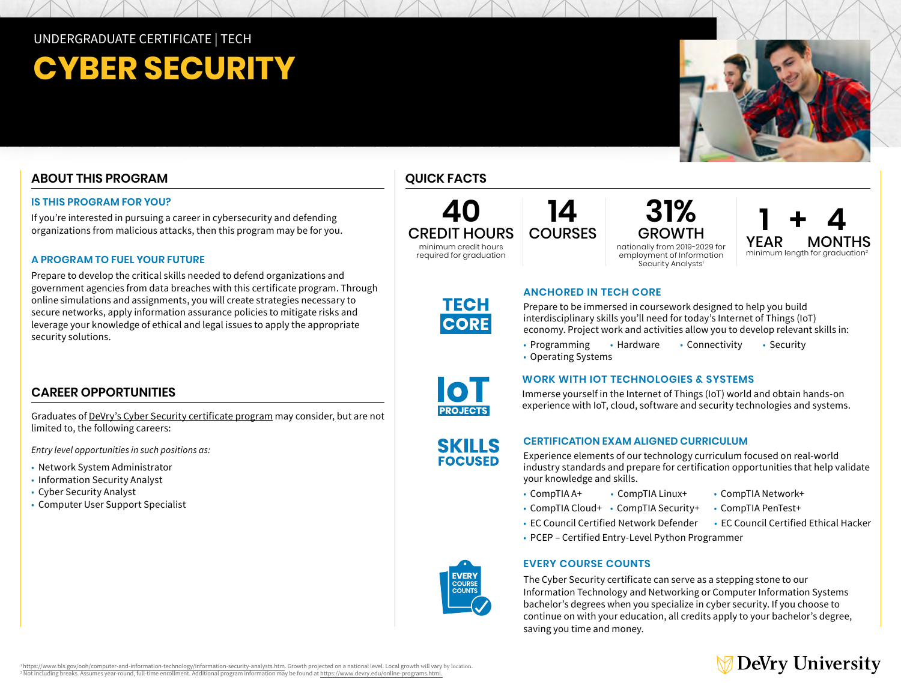UNDERGRADUATE CERTIFICATE | TECH

# CYBER SECURITY

## ABOUT THIS PROGRAM

### IS THIS PROGRAM FOR YOU?

If you're interested in pursuing a career in cybersecurity and defending organizations from malicious attacks, then this program may be for you.

### A PROGRAM TO FUEL YOUR FUTURE

Prepare to develop the critical skills needed to defend organizations and government agencies from data breaches with this certificate program. Through online simulations and assignments, you will create strategies necessary to secure networks, apply information assurance policies to mitigate risks and leverage your knowledge of ethical and legal issues to apply the appropriate security solutions.

## CAREER OPPORTUNITIES

Graduates of DeVry's Cyber Security certificate program may consider, but are not limited to, the following careers:

*Entry level opportunities in such positions as:*

- Network System Administrator
- Information Security Analyst
- Cyber Security Analyst
- Computer User Support Specialist

## QUICK FACTS

**40** CREDIT HOURS
minimum credit hours required for graduation

**14** COURSES

**31%** GROWTH
nationally from 2019-2029 for employment of Information Security Analysts[1]

**1** YEAR **+ 4** MONTHS
minimum length for graduation[2]

**TECH CORE**

### ANCHORED IN TECH CORE

Prepare to be immersed in coursework designed to help you build interdisciplinary skills you'll need for today's Internet of Things (IoT) economy. Project work and activities allow you to develop relevant skills in:

- Programming
- Hardware
- Connectivity
- Security
- Operating Systems

**IoT PROJECTS**

### WORK WITH IOT TECHNOLOGIES & SYSTEMS

Immerse yourself in the Internet of Things (IoT) world and obtain hands-on experience with IoT, cloud, software and security technologies and systems.

**SKILLS FOCUSED**

### CERTIFICATION EXAM ALIGNED CURRICULUM

Experience elements of our technology curriculum focused on real-world industry standards and prepare for certification opportunities that help validate your knowledge and skills.

- CompTIA A+
- CompTIA Linux+
- CompTIA Network+
- CompTIA Cloud+
- CompTIA Security+
- CompTIA PenTest+
- EC Council Certified Network Defender
- EC Council Certified Ethical Hacker
- PCEP – Certified Entry-Level Python Programmer

**EVERY COURSE COUNTS**

### EVERY COURSE COUNTS

The Cyber Security certificate can serve as a stepping stone to our Information Technology and Networking or Computer Information Systems bachelor's degrees when you specialize in cyber security. If you choose to continue on with your education, all credits apply to your bachelor's degree, saving you time and money.

[1] https://www.bls.gov/ooh/computer-and-information-technology/information-security-analysts.htm. Growth projected on a national level. Local growth will vary by location.
[2] Not including breaks. Assumes year-round, full-time enrollment. Additional program information may be found at https://www.devry.edu/online-programs.html.

DeVry University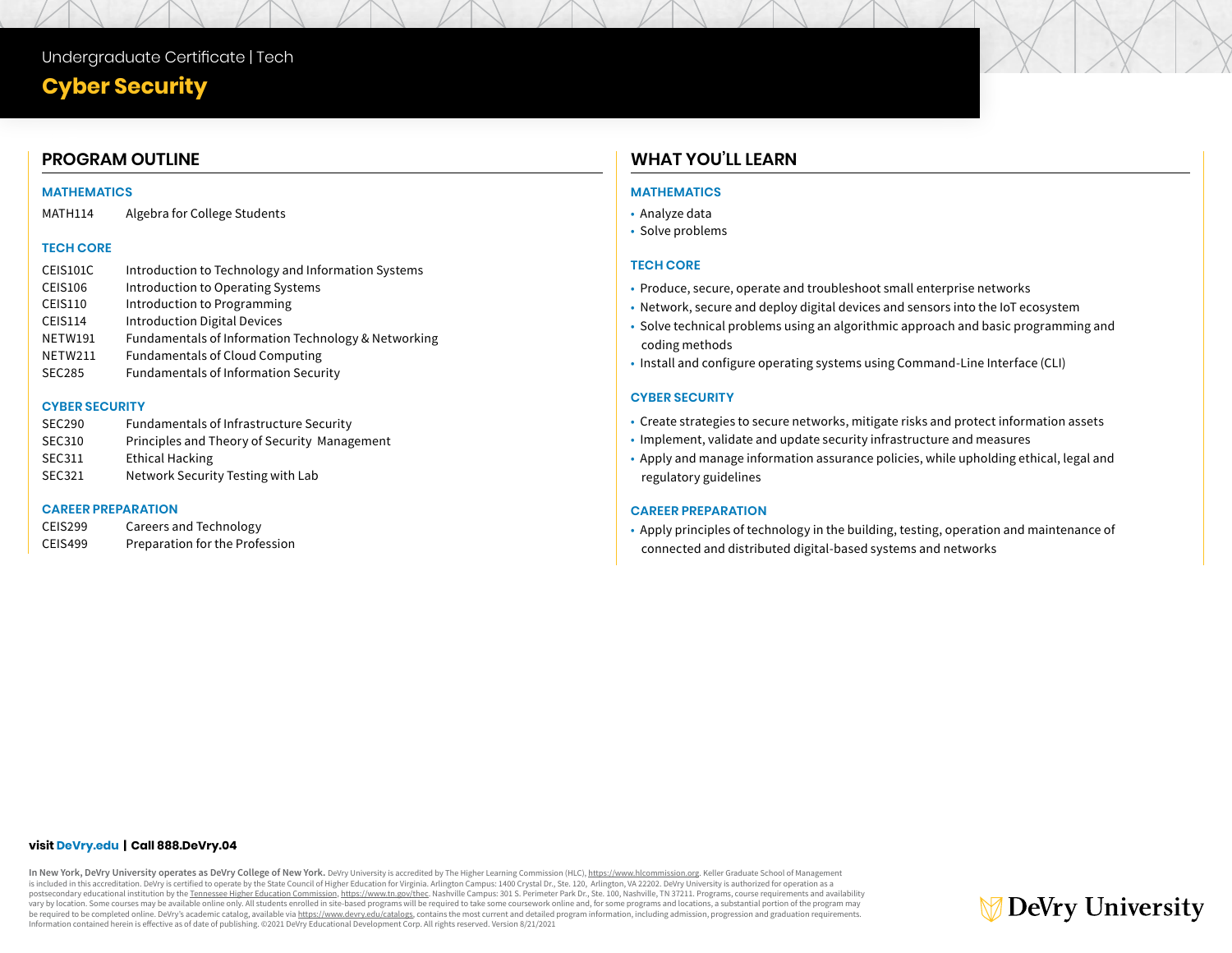Undergraduate Certificate | Tech

# Cyber Security

## PROGRAM OUTLINE

### MATHEMATICS

| | |
|---|---|
| MATH114 | Algebra for College Students |

### TECH CORE

| | |
|---|---|
| CEIS101C | Introduction to Technology and Information Systems |
| CEIS106 | Introduction to Operating Systems |
| CEIS110 | Introduction to Programming |
| CEIS114 | Introduction Digital Devices |
| NETW191 | Fundamentals of Information Technology & Networking |
| NETW211 | Fundamentals of Cloud Computing |
| SEC285 | Fundamentals of Information Security |

### CYBER SECURITY

| | |
|---|---|
| SEC290 | Fundamentals of Infrastructure Security |
| SEC310 | Principles and Theory of Security Management |
| SEC311 | Ethical Hacking |
| SEC321 | Network Security Testing with Lab |

### CAREER PREPARATION

| | |
|---|---|
| CEIS299 | Careers and Technology |
| CEIS499 | Preparation for the Profession |

## WHAT YOU'LL LEARN

### MATHEMATICS

- Analyze data
- Solve problems

### TECH CORE

- Produce, secure, operate and troubleshoot small enterprise networks
- Network, secure and deploy digital devices and sensors into the IoT ecosystem
- Solve technical problems using an algorithmic approach and basic programming and coding methods
- Install and configure operating systems using Command-Line Interface (CLI)

### CYBER SECURITY

- Create strategies to secure networks, mitigate risks and protect information assets
- Implement, validate and update security infrastructure and measures
- Apply and manage information assurance policies, while upholding ethical, legal and regulatory guidelines

### CAREER PREPARATION

- Apply principles of technology in the building, testing, operation and maintenance of connected and distributed digital-based systems and networks

**visit DeVry.edu | Call 888.DeVry.04**

**In New York, DeVry University operates as DeVry College of New York.** DeVry University is accredited by The Higher Learning Commission (HLC), https://www.hlcommission.org. Keller Graduate School of Management is included in this accreditation. DeVry is certified to operate by the State Council of Higher Education for Virginia. Arlington Campus: 1400 Crystal Dr., Ste. 120, Arlington, VA 22202. DeVry University is authorized for operation as a postsecondary educational institution by the Tennessee Higher Education Commission, https://www.tn.gov/thec. Nashville Campus: 301 S. Perimeter Park Dr., Ste. 100, Nashville, TN 37211. Programs, course requirements and availability vary by location. Some courses may be available online only. All students enrolled in site-based programs will be required to take some coursework online and, for some programs and locations, a substantial portion of the program may be required to be completed online. DeVry's academic catalog, available via https://www.devry.edu/catalogs, contains the most current and detailed program information, including admission, progression and graduation requirements. Information contained herein is effective as of date of publishing. ©2021 DeVry Educational Development Corp. All rights reserved. Version 8/21/2021

DeVry University